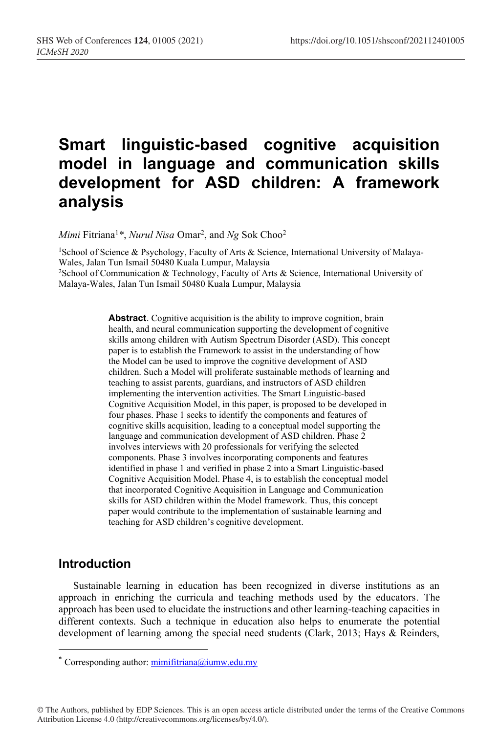# Smart linguistic-based cognitive acquisition model in language and communication skills development for ASD children: A framework analysis

*Mimi* Fitriana[1]*, *Nurul Nisa* Omar[2], and *Ng* Sok Choo[2]

[1]School of Science & Psychology, Faculty of Arts & Science, International University of Malaya-Wales, Jalan Tun Ismail 50480 Kuala Lumpur, Malaysia

[2]School of Communication & Technology, Faculty of Arts & Science, International University of Malaya-Wales, Jalan Tun Ismail 50480 Kuala Lumpur, Malaysia

**Abstract**. Cognitive acquisition is the ability to improve cognition, brain health, and neural communication supporting the development of cognitive skills among children with Autism Spectrum Disorder (ASD). This concept paper is to establish the Framework to assist in the understanding of how the Model can be used to improve the cognitive development of ASD children. Such a Model will proliferate sustainable methods of learning and teaching to assist parents, guardians, and instructors of ASD children implementing the intervention activities. The Smart Linguistic-based Cognitive Acquisition Model, in this paper, is proposed to be developed in four phases. Phase 1 seeks to identify the components and features of cognitive skills acquisition, leading to a conceptual model supporting the language and communication development of ASD children. Phase 2 involves interviews with 20 professionals for verifying the selected components. Phase 3 involves incorporating components and features identified in phase 1 and verified in phase 2 into a Smart Linguistic-based Cognitive Acquisition Model. Phase 4, is to establish the conceptual model that incorporated Cognitive Acquisition in Language and Communication skills for ASD children within the Model framework. Thus, this concept paper would contribute to the implementation of sustainable learning and teaching for ASD children's cognitive development.

## Introduction

Sustainable learning in education has been recognized in diverse institutions as an approach in enriching the curricula and teaching methods used by the educators. The approach has been used to elucidate the instructions and other learning-teaching capacities in different contexts. Such a technique in education also helps to enumerate the potential development of learning among the special need students (Clark, 2013; Hays & Reinders,

* Corresponding author: mimifitriana@iumw.edu.my

© The Authors, published by EDP Sciences. This is an open access article distributed under the terms of the Creative Commons Attribution License 4.0 (http://creativecommons.org/licenses/by/4.0/).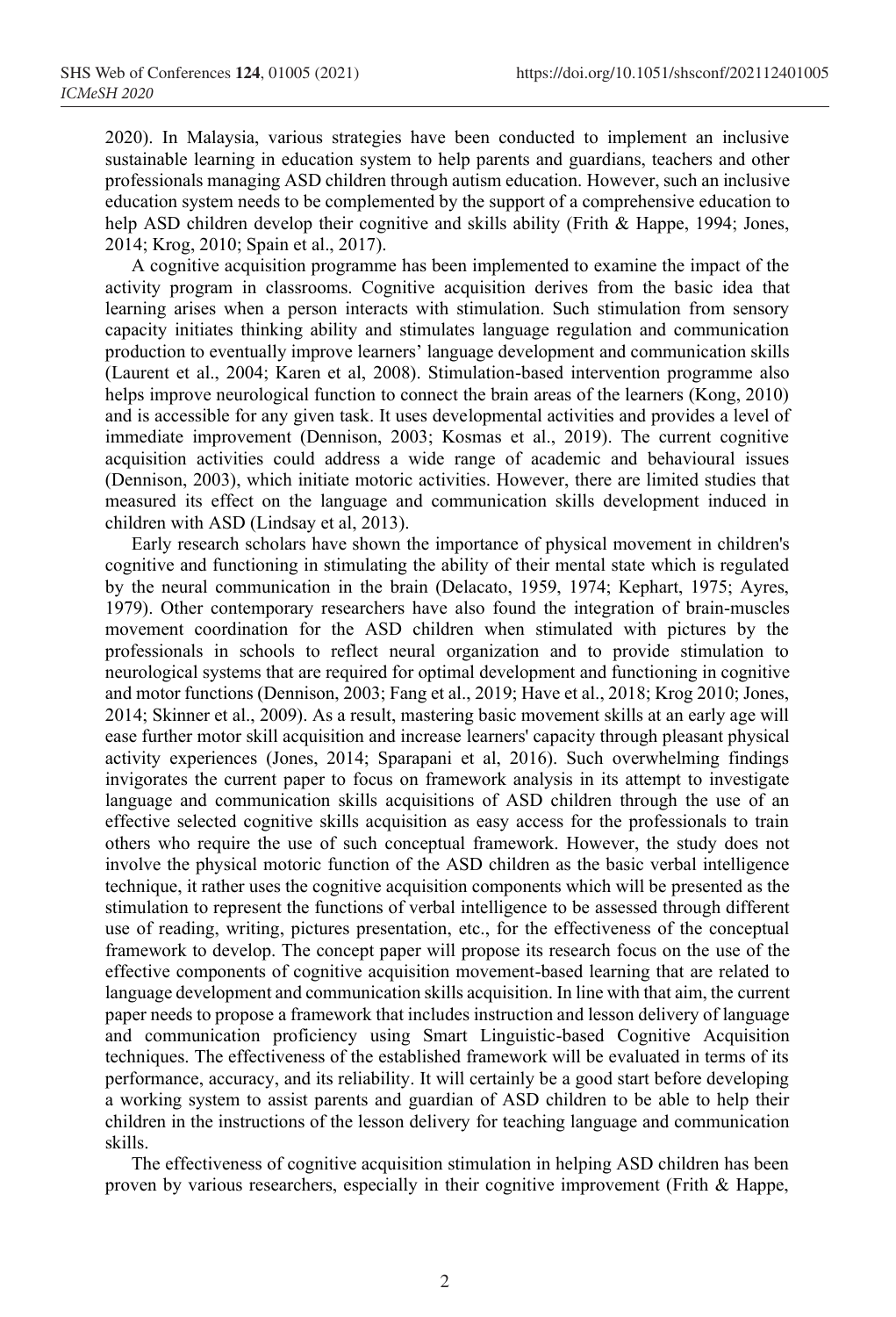2020). In Malaysia, various strategies have been conducted to implement an inclusive sustainable learning in education system to help parents and guardians, teachers and other professionals managing ASD children through autism education. However, such an inclusive education system needs to be complemented by the support of a comprehensive education to help ASD children develop their cognitive and skills ability (Frith & Happe, 1994; Jones, 2014; Krog, 2010; Spain et al., 2017).

A cognitive acquisition programme has been implemented to examine the impact of the activity program in classrooms. Cognitive acquisition derives from the basic idea that learning arises when a person interacts with stimulation. Such stimulation from sensory capacity initiates thinking ability and stimulates language regulation and communication production to eventually improve learners' language development and communication skills (Laurent et al., 2004; Karen et al, 2008). Stimulation-based intervention programme also helps improve neurological function to connect the brain areas of the learners (Kong, 2010) and is accessible for any given task. It uses developmental activities and provides a level of immediate improvement (Dennison, 2003; Kosmas et al., 2019). The current cognitive acquisition activities could address a wide range of academic and behavioural issues (Dennison, 2003), which initiate motoric activities. However, there are limited studies that measured its effect on the language and communication skills development induced in children with ASD (Lindsay et al, 2013).

Early research scholars have shown the importance of physical movement in children's cognitive and functioning in stimulating the ability of their mental state which is regulated by the neural communication in the brain (Delacato, 1959, 1974; Kephart, 1975; Ayres, 1979). Other contemporary researchers have also found the integration of brain-muscles movement coordination for the ASD children when stimulated with pictures by the professionals in schools to reflect neural organization and to provide stimulation to neurological systems that are required for optimal development and functioning in cognitive and motor functions (Dennison, 2003; Fang et al., 2019; Have et al., 2018; Krog 2010; Jones, 2014; Skinner et al., 2009). As a result, mastering basic movement skills at an early age will ease further motor skill acquisition and increase learners' capacity through pleasant physical activity experiences (Jones, 2014; Sparapani et al, 2016). Such overwhelming findings invigorates the current paper to focus on framework analysis in its attempt to investigate language and communication skills acquisitions of ASD children through the use of an effective selected cognitive skills acquisition as easy access for the professionals to train others who require the use of such conceptual framework. However, the study does not involve the physical motoric function of the ASD children as the basic verbal intelligence technique, it rather uses the cognitive acquisition components which will be presented as the stimulation to represent the functions of verbal intelligence to be assessed through different use of reading, writing, pictures presentation, etc., for the effectiveness of the conceptual framework to develop. The concept paper will propose its research focus on the use of the effective components of cognitive acquisition movement-based learning that are related to language development and communication skills acquisition. In line with that aim, the current paper needs to propose a framework that includes instruction and lesson delivery of language and communication proficiency using Smart Linguistic-based Cognitive Acquisition techniques. The effectiveness of the established framework will be evaluated in terms of its performance, accuracy, and its reliability. It will certainly be a good start before developing a working system to assist parents and guardian of ASD children to be able to help their children in the instructions of the lesson delivery for teaching language and communication skills.

The effectiveness of cognitive acquisition stimulation in helping ASD children has been proven by various researchers, especially in their cognitive improvement (Frith & Happe,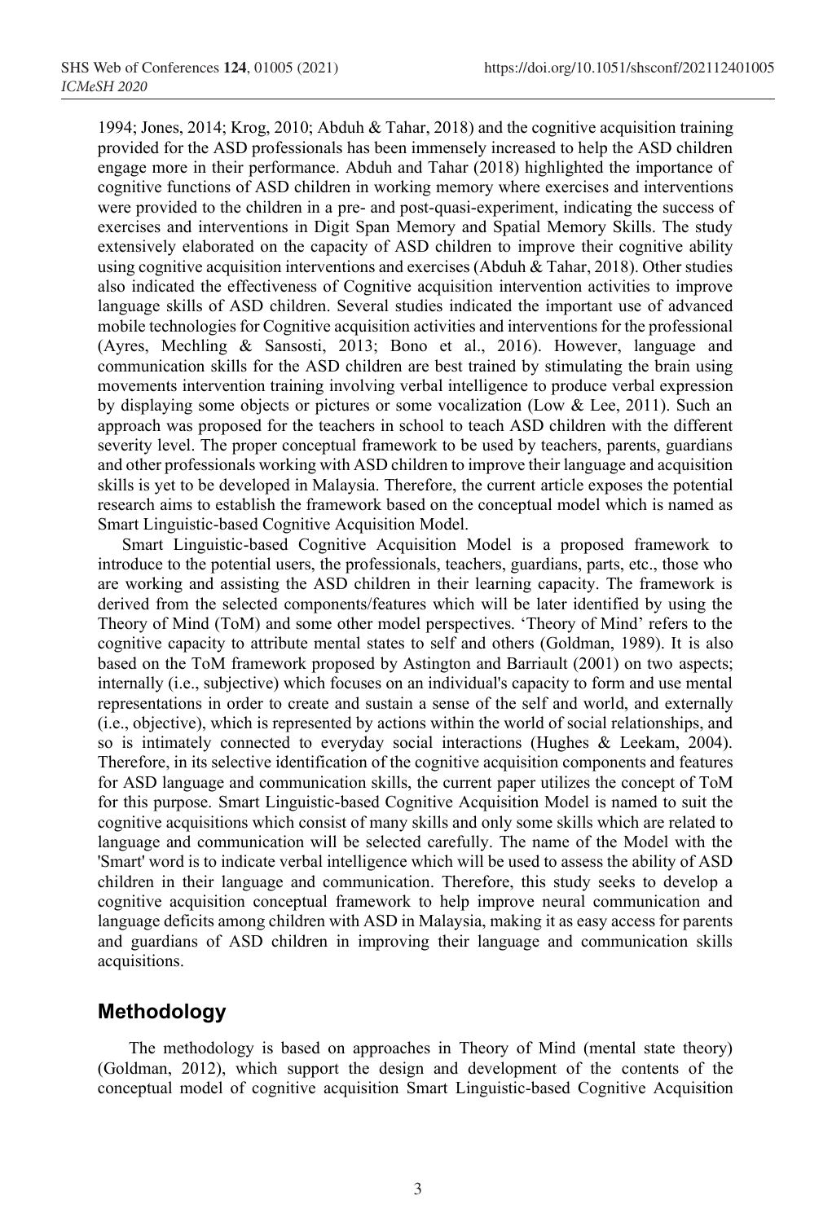1994; Jones, 2014; Krog, 2010; Abduh & Tahar, 2018) and the cognitive acquisition training provided for the ASD professionals has been immensely increased to help the ASD children engage more in their performance. Abduh and Tahar (2018) highlighted the importance of cognitive functions of ASD children in working memory where exercises and interventions were provided to the children in a pre- and post-quasi-experiment, indicating the success of exercises and interventions in Digit Span Memory and Spatial Memory Skills. The study extensively elaborated on the capacity of ASD children to improve their cognitive ability using cognitive acquisition interventions and exercises (Abduh & Tahar, 2018). Other studies also indicated the effectiveness of Cognitive acquisition intervention activities to improve language skills of ASD children. Several studies indicated the important use of advanced mobile technologies for Cognitive acquisition activities and interventions for the professional (Ayres, Mechling & Sansosti, 2013; Bono et al., 2016). However, language and communication skills for the ASD children are best trained by stimulating the brain using movements intervention training involving verbal intelligence to produce verbal expression by displaying some objects or pictures or some vocalization (Low & Lee, 2011). Such an approach was proposed for the teachers in school to teach ASD children with the different severity level. The proper conceptual framework to be used by teachers, parents, guardians and other professionals working with ASD children to improve their language and acquisition skills is yet to be developed in Malaysia. Therefore, the current article exposes the potential research aims to establish the framework based on the conceptual model which is named as Smart Linguistic-based Cognitive Acquisition Model.

Smart Linguistic-based Cognitive Acquisition Model is a proposed framework to introduce to the potential users, the professionals, teachers, guardians, parts, etc., those who are working and assisting the ASD children in their learning capacity. The framework is derived from the selected components/features which will be later identified by using the Theory of Mind (ToM) and some other model perspectives. 'Theory of Mind' refers to the cognitive capacity to attribute mental states to self and others (Goldman, 1989). It is also based on the ToM framework proposed by Astington and Barriault (2001) on two aspects; internally (i.e., subjective) which focuses on an individual's capacity to form and use mental representations in order to create and sustain a sense of the self and world, and externally (i.e., objective), which is represented by actions within the world of social relationships, and so is intimately connected to everyday social interactions (Hughes & Leekam, 2004). Therefore, in its selective identification of the cognitive acquisition components and features for ASD language and communication skills, the current paper utilizes the concept of ToM for this purpose. Smart Linguistic-based Cognitive Acquisition Model is named to suit the cognitive acquisitions which consist of many skills and only some skills which are related to language and communication will be selected carefully. The name of the Model with the 'Smart' word is to indicate verbal intelligence which will be used to assess the ability of ASD children in their language and communication. Therefore, this study seeks to develop a cognitive acquisition conceptual framework to help improve neural communication and language deficits among children with ASD in Malaysia, making it as easy access for parents and guardians of ASD children in improving their language and communication skills acquisitions.

## Methodology

The methodology is based on approaches in Theory of Mind (mental state theory) (Goldman, 2012), which support the design and development of the contents of the conceptual model of cognitive acquisition Smart Linguistic-based Cognitive Acquisition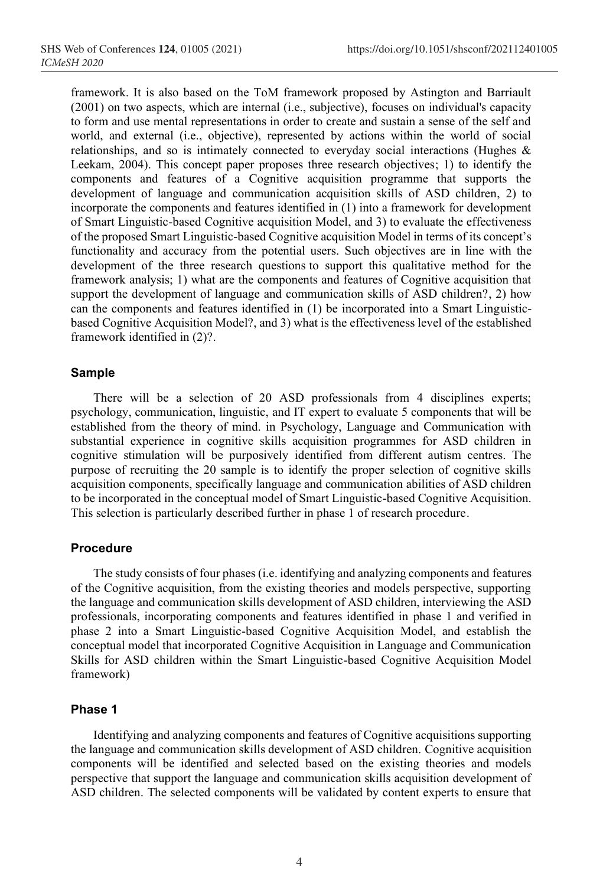framework. It is also based on the ToM framework proposed by Astington and Barriault (2001) on two aspects, which are internal (i.e., subjective), focuses on individual's capacity to form and use mental representations in order to create and sustain a sense of the self and world, and external (i.e., objective), represented by actions within the world of social relationships, and so is intimately connected to everyday social interactions (Hughes & Leekam, 2004). This concept paper proposes three research objectives; 1) to identify the components and features of a Cognitive acquisition programme that supports the development of language and communication acquisition skills of ASD children, 2) to incorporate the components and features identified in (1) into a framework for development of Smart Linguistic-based Cognitive acquisition Model, and 3) to evaluate the effectiveness of the proposed Smart Linguistic-based Cognitive acquisition Model in terms of its concept's functionality and accuracy from the potential users. Such objectives are in line with the development of the three research questions to support this qualitative method for the framework analysis; 1) what are the components and features of Cognitive acquisition that support the development of language and communication skills of ASD children?, 2) how can the components and features identified in (1) be incorporated into a Smart Linguistic-based Cognitive Acquisition Model?, and 3) what is the effectiveness level of the established framework identified in (2)?.

### Sample

There will be a selection of 20 ASD professionals from 4 disciplines experts; psychology, communication, linguistic, and IT expert to evaluate 5 components that will be established from the theory of mind. in Psychology, Language and Communication with substantial experience in cognitive skills acquisition programmes for ASD children in cognitive stimulation will be purposively identified from different autism centres. The purpose of recruiting the 20 sample is to identify the proper selection of cognitive skills acquisition components, specifically language and communication abilities of ASD children to be incorporated in the conceptual model of Smart Linguistic-based Cognitive Acquisition. This selection is particularly described further in phase 1 of research procedure.

### Procedure

The study consists of four phases (i.e. identifying and analyzing components and features of the Cognitive acquisition, from the existing theories and models perspective, supporting the language and communication skills development of ASD children, interviewing the ASD professionals, incorporating components and features identified in phase 1 and verified in phase 2 into a Smart Linguistic-based Cognitive Acquisition Model, and establish the conceptual model that incorporated Cognitive Acquisition in Language and Communication Skills for ASD children within the Smart Linguistic-based Cognitive Acquisition Model framework)

### Phase 1

Identifying and analyzing components and features of Cognitive acquisitions supporting the language and communication skills development of ASD children. Cognitive acquisition components will be identified and selected based on the existing theories and models perspective that support the language and communication skills acquisition development of ASD children. The selected components will be validated by content experts to ensure that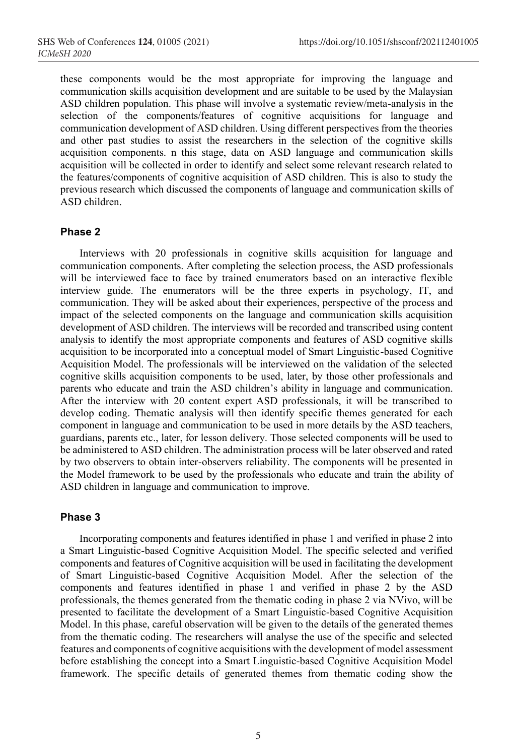these components would be the most appropriate for improving the language and communication skills acquisition development and are suitable to be used by the Malaysian ASD children population. This phase will involve a systematic review/meta-analysis in the selection of the components/features of cognitive acquisitions for language and communication development of ASD children. Using different perspectives from the theories and other past studies to assist the researchers in the selection of the cognitive skills acquisition components. n this stage, data on ASD language and communication skills acquisition will be collected in order to identify and select some relevant research related to the features/components of cognitive acquisition of ASD children. This is also to study the previous research which discussed the components of language and communication skills of ASD children.

#### Phase 2

Interviews with 20 professionals in cognitive skills acquisition for language and communication components. After completing the selection process, the ASD professionals will be interviewed face to face by trained enumerators based on an interactive flexible interview guide. The enumerators will be the three experts in psychology, IT, and communication. They will be asked about their experiences, perspective of the process and impact of the selected components on the language and communication skills acquisition development of ASD children. The interviews will be recorded and transcribed using content analysis to identify the most appropriate components and features of ASD cognitive skills acquisition to be incorporated into a conceptual model of Smart Linguistic-based Cognitive Acquisition Model. The professionals will be interviewed on the validation of the selected cognitive skills acquisition components to be used, later, by those other professionals and parents who educate and train the ASD children's ability in language and communication. After the interview with 20 content expert ASD professionals, it will be transcribed to develop coding. Thematic analysis will then identify specific themes generated for each component in language and communication to be used in more details by the ASD teachers, guardians, parents etc., later, for lesson delivery. Those selected components will be used to be administered to ASD children. The administration process will be later observed and rated by two observers to obtain inter-observers reliability. The components will be presented in the Model framework to be used by the professionals who educate and train the ability of ASD children in language and communication to improve.

#### Phase 3

Incorporating components and features identified in phase 1 and verified in phase 2 into a Smart Linguistic-based Cognitive Acquisition Model. The specific selected and verified components and features of Cognitive acquisition will be used in facilitating the development of Smart Linguistic-based Cognitive Acquisition Model. After the selection of the components and features identified in phase 1 and verified in phase 2 by the ASD professionals, the themes generated from the thematic coding in phase 2 via NVivo, will be presented to facilitate the development of a Smart Linguistic-based Cognitive Acquisition Model. In this phase, careful observation will be given to the details of the generated themes from the thematic coding. The researchers will analyse the use of the specific and selected features and components of cognitive acquisitions with the development of model assessment before establishing the concept into a Smart Linguistic-based Cognitive Acquisition Model framework. The specific details of generated themes from thematic coding show the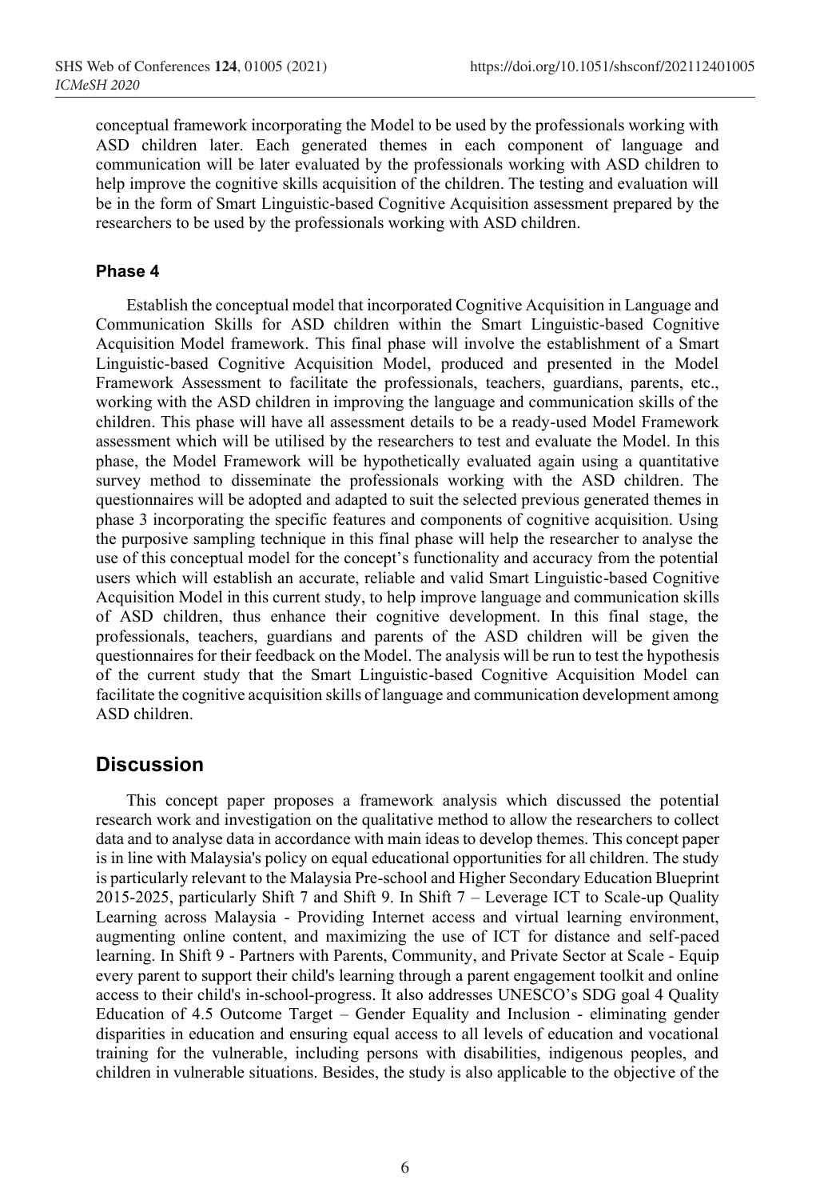conceptual framework incorporating the Model to be used by the professionals working with ASD children later. Each generated themes in each component of language and communication will be later evaluated by the professionals working with ASD children to help improve the cognitive skills acquisition of the children. The testing and evaluation will be in the form of Smart Linguistic-based Cognitive Acquisition assessment prepared by the researchers to be used by the professionals working with ASD children.

#### Phase 4

Establish the conceptual model that incorporated Cognitive Acquisition in Language and Communication Skills for ASD children within the Smart Linguistic-based Cognitive Acquisition Model framework. This final phase will involve the establishment of a Smart Linguistic-based Cognitive Acquisition Model, produced and presented in the Model Framework Assessment to facilitate the professionals, teachers, guardians, parents, etc., working with the ASD children in improving the language and communication skills of the children. This phase will have all assessment details to be a ready-used Model Framework assessment which will be utilised by the researchers to test and evaluate the Model. In this phase, the Model Framework will be hypothetically evaluated again using a quantitative survey method to disseminate the professionals working with the ASD children. The questionnaires will be adopted and adapted to suit the selected previous generated themes in phase 3 incorporating the specific features and components of cognitive acquisition. Using the purposive sampling technique in this final phase will help the researcher to analyse the use of this conceptual model for the concept's functionality and accuracy from the potential users which will establish an accurate, reliable and valid Smart Linguistic-based Cognitive Acquisition Model in this current study, to help improve language and communication skills of ASD children, thus enhance their cognitive development. In this final stage, the professionals, teachers, guardians and parents of the ASD children will be given the questionnaires for their feedback on the Model. The analysis will be run to test the hypothesis of the current study that the Smart Linguistic-based Cognitive Acquisition Model can facilitate the cognitive acquisition skills of language and communication development among ASD children.

## Discussion

This concept paper proposes a framework analysis which discussed the potential research work and investigation on the qualitative method to allow the researchers to collect data and to analyse data in accordance with main ideas to develop themes. This concept paper is in line with Malaysia's policy on equal educational opportunities for all children. The study is particularly relevant to the Malaysia Pre-school and Higher Secondary Education Blueprint 2015-2025, particularly Shift 7 and Shift 9. In Shift 7 – Leverage ICT to Scale-up Quality Learning across Malaysia - Providing Internet access and virtual learning environment, augmenting online content, and maximizing the use of ICT for distance and self-paced learning. In Shift 9 - Partners with Parents, Community, and Private Sector at Scale - Equip every parent to support their child's learning through a parent engagement toolkit and online access to their child's in-school-progress. It also addresses UNESCO's SDG goal 4 Quality Education of 4.5 Outcome Target – Gender Equality and Inclusion - eliminating gender disparities in education and ensuring equal access to all levels of education and vocational training for the vulnerable, including persons with disabilities, indigenous peoples, and children in vulnerable situations. Besides, the study is also applicable to the objective of the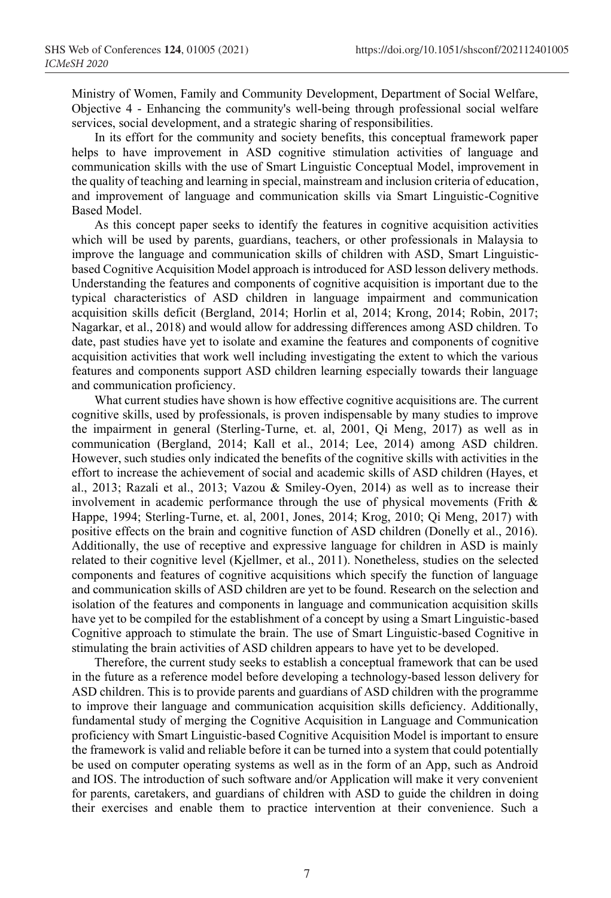Ministry of Women, Family and Community Development, Department of Social Welfare, Objective 4 - Enhancing the community's well-being through professional social welfare services, social development, and a strategic sharing of responsibilities.

In its effort for the community and society benefits, this conceptual framework paper helps to have improvement in ASD cognitive stimulation activities of language and communication skills with the use of Smart Linguistic Conceptual Model, improvement in the quality of teaching and learning in special, mainstream and inclusion criteria of education, and improvement of language and communication skills via Smart Linguistic-Cognitive Based Model.

As this concept paper seeks to identify the features in cognitive acquisition activities which will be used by parents, guardians, teachers, or other professionals in Malaysia to improve the language and communication skills of children with ASD, Smart Linguistic-based Cognitive Acquisition Model approach is introduced for ASD lesson delivery methods. Understanding the features and components of cognitive acquisition is important due to the typical characteristics of ASD children in language impairment and communication acquisition skills deficit (Bergland, 2014; Horlin et al, 2014; Krong, 2014; Robin, 2017; Nagarkar, et al., 2018) and would allow for addressing differences among ASD children. To date, past studies have yet to isolate and examine the features and components of cognitive acquisition activities that work well including investigating the extent to which the various features and components support ASD children learning especially towards their language and communication proficiency.

What current studies have shown is how effective cognitive acquisitions are. The current cognitive skills, used by professionals, is proven indispensable by many studies to improve the impairment in general (Sterling-Turne, et. al, 2001, Qi Meng, 2017) as well as in communication (Bergland, 2014; Kall et al., 2014; Lee, 2014) among ASD children. However, such studies only indicated the benefits of the cognitive skills with activities in the effort to increase the achievement of social and academic skills of ASD children (Hayes, et al., 2013; Razali et al., 2013; Vazou & Smiley-Oyen, 2014) as well as to increase their involvement in academic performance through the use of physical movements (Frith & Happe, 1994; Sterling-Turne, et. al, 2001, Jones, 2014; Krog, 2010; Qi Meng, 2017) with positive effects on the brain and cognitive function of ASD children (Donelly et al., 2016). Additionally, the use of receptive and expressive language for children in ASD is mainly related to their cognitive level (Kjellmer, et al., 2011). Nonetheless, studies on the selected components and features of cognitive acquisitions which specify the function of language and communication skills of ASD children are yet to be found. Research on the selection and isolation of the features and components in language and communication acquisition skills have yet to be compiled for the establishment of a concept by using a Smart Linguistic-based Cognitive approach to stimulate the brain. The use of Smart Linguistic-based Cognitive in stimulating the brain activities of ASD children appears to have yet to be developed.

Therefore, the current study seeks to establish a conceptual framework that can be used in the future as a reference model before developing a technology-based lesson delivery for ASD children. This is to provide parents and guardians of ASD children with the programme to improve their language and communication acquisition skills deficiency. Additionally, fundamental study of merging the Cognitive Acquisition in Language and Communication proficiency with Smart Linguistic-based Cognitive Acquisition Model is important to ensure the framework is valid and reliable before it can be turned into a system that could potentially be used on computer operating systems as well as in the form of an App, such as Android and IOS. The introduction of such software and/or Application will make it very convenient for parents, caretakers, and guardians of children with ASD to guide the children in doing their exercises and enable them to practice intervention at their convenience. Such a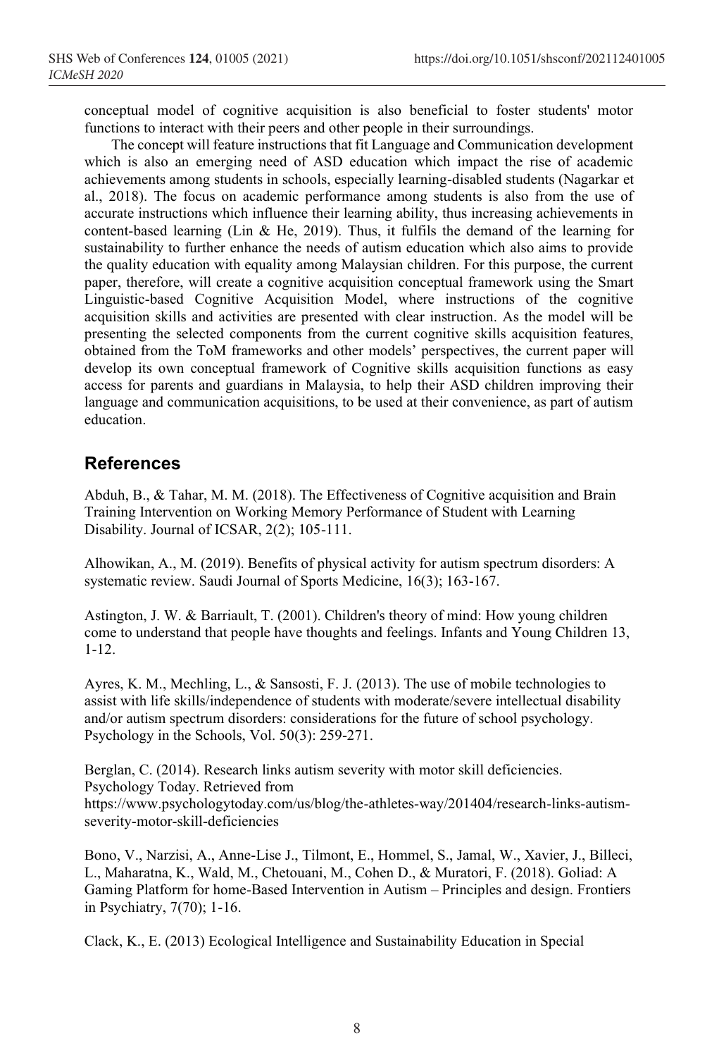conceptual model of cognitive acquisition is also beneficial to foster students' motor functions to interact with their peers and other people in their surroundings.

The concept will feature instructions that fit Language and Communication development which is also an emerging need of ASD education which impact the rise of academic achievements among students in schools, especially learning-disabled students (Nagarkar et al., 2018). The focus on academic performance among students is also from the use of accurate instructions which influence their learning ability, thus increasing achievements in content-based learning (Lin & He, 2019). Thus, it fulfils the demand of the learning for sustainability to further enhance the needs of autism education which also aims to provide the quality education with equality among Malaysian children. For this purpose, the current paper, therefore, will create a cognitive acquisition conceptual framework using the Smart Linguistic-based Cognitive Acquisition Model, where instructions of the cognitive acquisition skills and activities are presented with clear instruction. As the model will be presenting the selected components from the current cognitive skills acquisition features, obtained from the ToM frameworks and other models' perspectives, the current paper will develop its own conceptual framework of Cognitive skills acquisition functions as easy access for parents and guardians in Malaysia, to help their ASD children improving their language and communication acquisitions, to be used at their convenience, as part of autism education.

## References

Abduh, B., & Tahar, M. M. (2018). The Effectiveness of Cognitive acquisition and Brain Training Intervention on Working Memory Performance of Student with Learning Disability. Journal of ICSAR, 2(2); 105-111.

Alhowikan, A., M. (2019). Benefits of physical activity for autism spectrum disorders: A systematic review. Saudi Journal of Sports Medicine, 16(3); 163-167.

Astington, J. W. & Barriault, T. (2001). Children's theory of mind: How young children come to understand that people have thoughts and feelings. Infants and Young Children 13, 1-12.

Ayres, K. M., Mechling, L., & Sansosti, F. J. (2013). The use of mobile technologies to assist with life skills/independence of students with moderate/severe intellectual disability and/or autism spectrum disorders: considerations for the future of school psychology. Psychology in the Schools, Vol. 50(3): 259-271.

Berglan, C. (2014). Research links autism severity with motor skill deficiencies. Psychology Today. Retrieved from https://www.psychologytoday.com/us/blog/the-athletes-way/201404/research-links-autism-severity-motor-skill-deficiencies

Bono, V., Narzisi, A., Anne-Lise J., Tilmont, E., Hommel, S., Jamal, W., Xavier, J., Billeci, L., Maharatna, K., Wald, M., Chetouani, M., Cohen D., & Muratori, F. (2018). Goliad: A Gaming Platform for home-Based Intervention in Autism – Principles and design. Frontiers in Psychiatry, 7(70); 1-16.

Clack, K., E. (2013) Ecological Intelligence and Sustainability Education in Special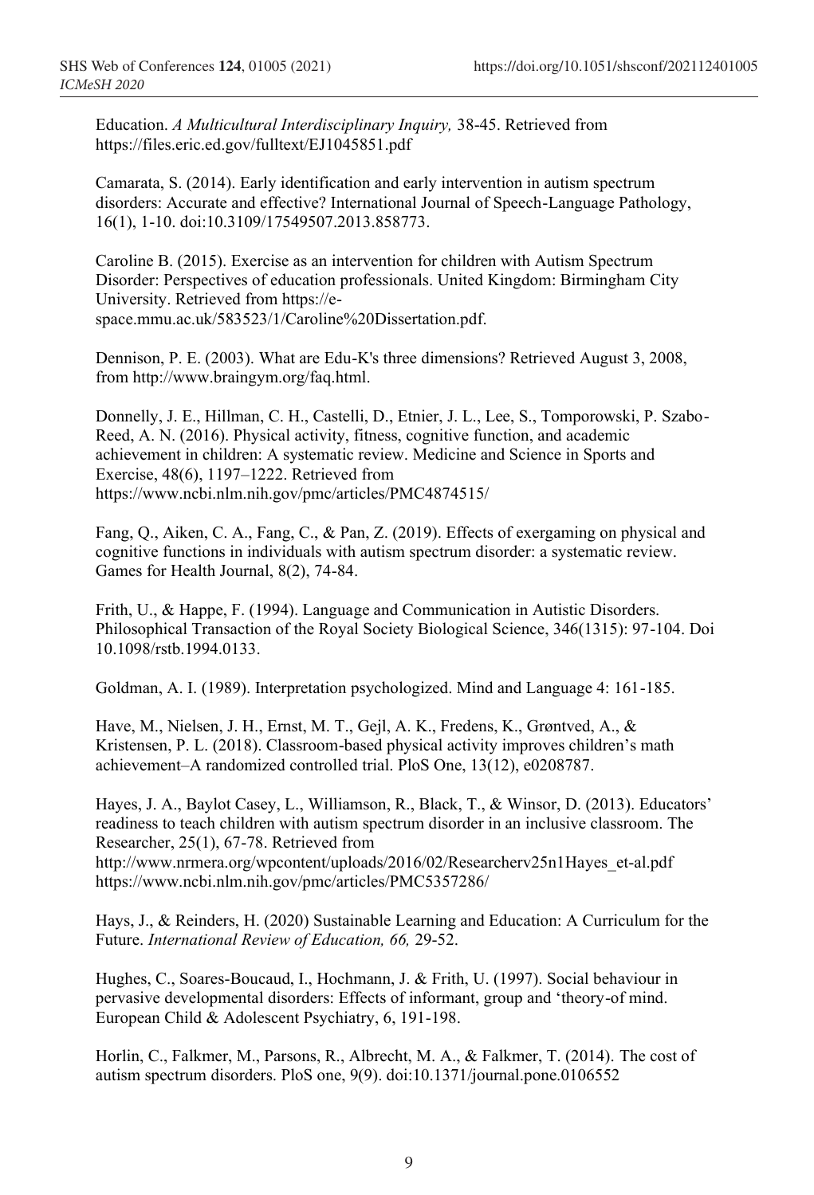Education. *A Multicultural Interdisciplinary Inquiry,* 38-45. Retrieved from https://files.eric.ed.gov/fulltext/EJ1045851.pdf

Camarata, S. (2014). Early identification and early intervention in autism spectrum disorders: Accurate and effective? International Journal of Speech-Language Pathology, 16(1), 1-10. doi:10.3109/17549507.2013.858773.

Caroline B. (2015). Exercise as an intervention for children with Autism Spectrum Disorder: Perspectives of education professionals. United Kingdom: Birmingham City University. Retrieved from https://e-space.mmu.ac.uk/583523/1/Caroline%20Dissertation.pdf.

Dennison, P. E. (2003). What are Edu-K's three dimensions? Retrieved August 3, 2008, from http://www.braingym.org/faq.html.

Donnelly, J. E., Hillman, C. H., Castelli, D., Etnier, J. L., Lee, S., Tomporowski, P. Szabo-Reed, A. N. (2016). Physical activity, fitness, cognitive function, and academic achievement in children: A systematic review. Medicine and Science in Sports and Exercise, 48(6), 1197–1222. Retrieved from https://www.ncbi.nlm.nih.gov/pmc/articles/PMC4874515/

Fang, Q., Aiken, C. A., Fang, C., & Pan, Z. (2019). Effects of exergaming on physical and cognitive functions in individuals with autism spectrum disorder: a systematic review. Games for Health Journal, 8(2), 74-84.

Frith, U., & Happe, F. (1994). Language and Communication in Autistic Disorders. Philosophical Transaction of the Royal Society Biological Science, 346(1315): 97-104. Doi 10.1098/rstb.1994.0133.

Goldman, A. I. (1989). Interpretation psychologized. Mind and Language 4: 161-185.

Have, M., Nielsen, J. H., Ernst, M. T., Gejl, A. K., Fredens, K., Grøntved, A., & Kristensen, P. L. (2018). Classroom-based physical activity improves children's math achievement–A randomized controlled trial. PloS One, 13(12), e0208787.

Hayes, J. A., Baylot Casey, L., Williamson, R., Black, T., & Winsor, D. (2013). Educators' readiness to teach children with autism spectrum disorder in an inclusive classroom. The Researcher, 25(1), 67-78. Retrieved from http://www.nrmera.org/wpcontent/uploads/2016/02/Researcherv25n1Hayes_et-al.pdf https://www.ncbi.nlm.nih.gov/pmc/articles/PMC5357286/

Hays, J., & Reinders, H. (2020) Sustainable Learning and Education: A Curriculum for the Future. *International Review of Education, 66,* 29-52.

Hughes, C., Soares-Boucaud, I., Hochmann, J. & Frith, U. (1997). Social behaviour in pervasive developmental disorders: Effects of informant, group and 'theory-of mind. European Child & Adolescent Psychiatry, 6, 191-198.

Horlin, C., Falkmer, M., Parsons, R., Albrecht, M. A., & Falkmer, T. (2014). The cost of autism spectrum disorders. PloS one, 9(9). doi:10.1371/journal.pone.0106552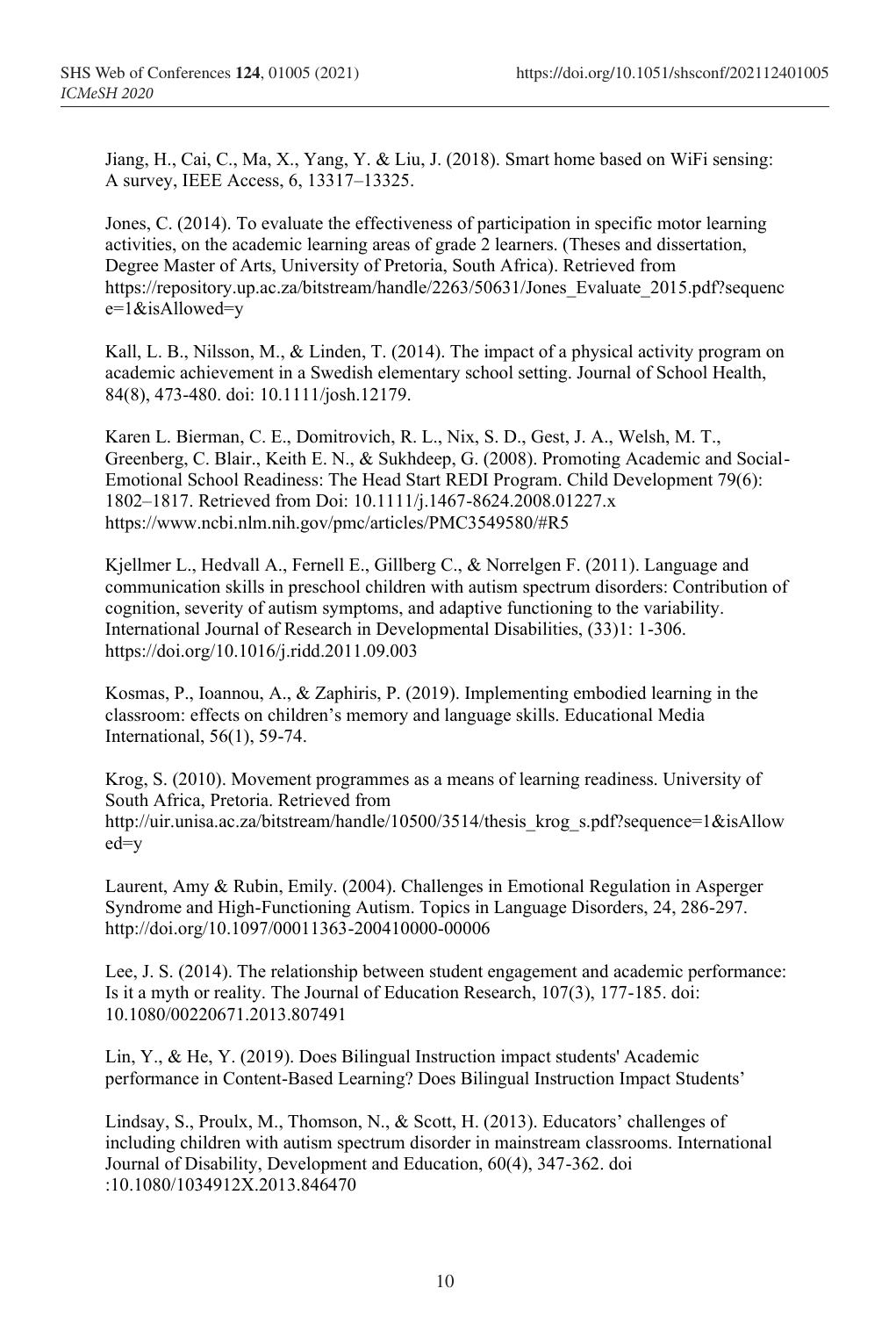Jiang, H., Cai, C., Ma, X., Yang, Y. & Liu, J. (2018). Smart home based on WiFi sensing: A survey, IEEE Access, 6, 13317–13325.

Jones, C. (2014). To evaluate the effectiveness of participation in specific motor learning activities, on the academic learning areas of grade 2 learners. (Theses and dissertation, Degree Master of Arts, University of Pretoria, South Africa). Retrieved from https://repository.up.ac.za/bitstream/handle/2263/50631/Jones_Evaluate_2015.pdf?sequence=1&isAllowed=y

Kall, L. B., Nilsson, M., & Linden, T. (2014). The impact of a physical activity program on academic achievement in a Swedish elementary school setting. Journal of School Health, 84(8), 473-480. doi: 10.1111/josh.12179.

Karen L. Bierman, C. E., Domitrovich, R. L., Nix, S. D., Gest, J. A., Welsh, M. T., Greenberg, C. Blair., Keith E. N., & Sukhdeep, G. (2008). Promoting Academic and Social-Emotional School Readiness: The Head Start REDI Program. Child Development 79(6): 1802–1817. Retrieved from Doi: 10.1111/j.1467-8624.2008.01227.x https://www.ncbi.nlm.nih.gov/pmc/articles/PMC3549580/#R5

Kjellmer L., Hedvall A., Fernell E., Gillberg C., & Norrelgen F. (2011). Language and communication skills in preschool children with autism spectrum disorders: Contribution of cognition, severity of autism symptoms, and adaptive functioning to the variability. International Journal of Research in Developmental Disabilities, (33)1: 1-306. https://doi.org/10.1016/j.ridd.2011.09.003

Kosmas, P., Ioannou, A., & Zaphiris, P. (2019). Implementing embodied learning in the classroom: effects on children's memory and language skills. Educational Media International, 56(1), 59-74.

Krog, S. (2010). Movement programmes as a means of learning readiness. University of South Africa, Pretoria. Retrieved from http://uir.unisa.ac.za/bitstream/handle/10500/3514/thesis_krog_s.pdf?sequence=1&isAllowed=y

Laurent, Amy & Rubin, Emily. (2004). Challenges in Emotional Regulation in Asperger Syndrome and High-Functioning Autism. Topics in Language Disorders, 24, 286-297. http://doi.org/10.1097/00011363-200410000-00006

Lee, J. S. (2014). The relationship between student engagement and academic performance: Is it a myth or reality. The Journal of Education Research, 107(3), 177-185. doi: 10.1080/00220671.2013.807491

Lin, Y., & He, Y. (2019). Does Bilingual Instruction impact students' Academic performance in Content-Based Learning? Does Bilingual Instruction Impact Students'

Lindsay, S., Proulx, M., Thomson, N., & Scott, H. (2013). Educators' challenges of including children with autism spectrum disorder in mainstream classrooms. International Journal of Disability, Development and Education, 60(4), 347-362. doi :10.1080/1034912X.2013.846470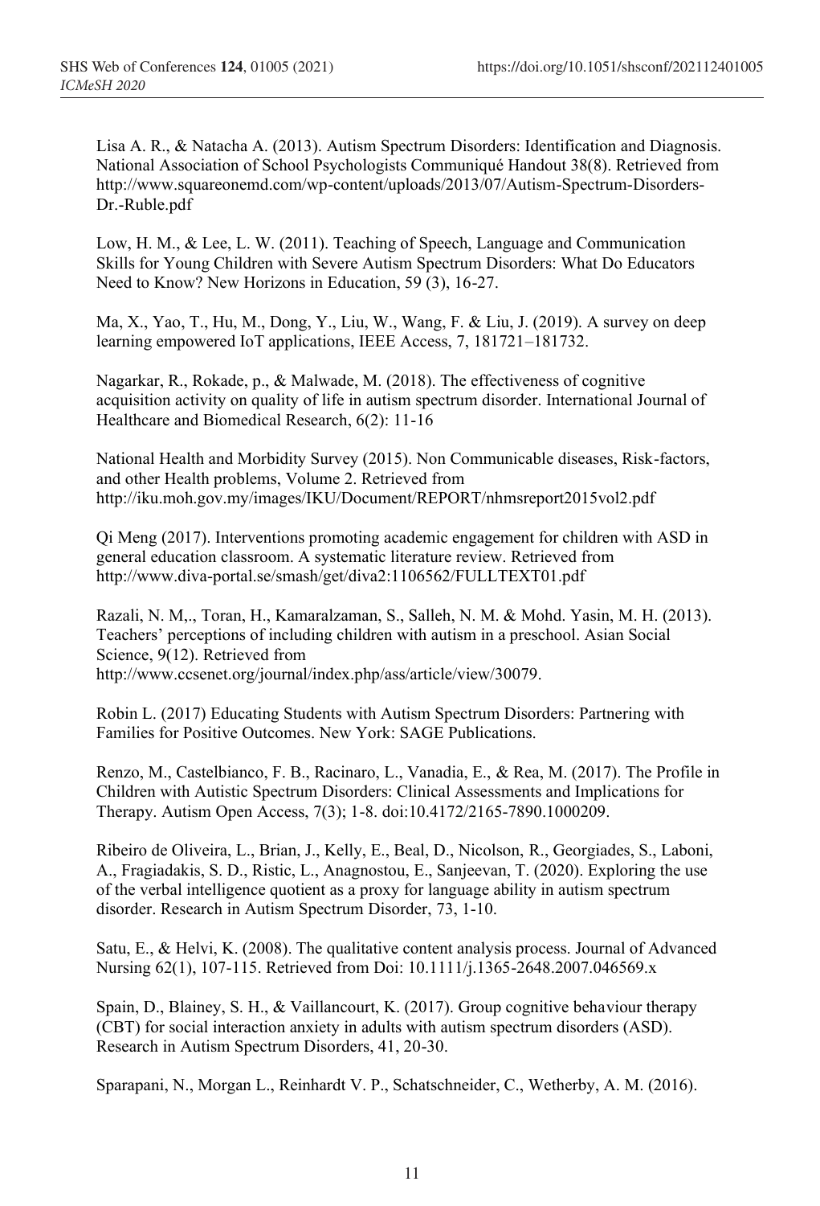Lisa A. R., & Natacha A. (2013). Autism Spectrum Disorders: Identification and Diagnosis. National Association of School Psychologists Communiqué Handout 38(8). Retrieved from http://www.squareonemd.com/wp-content/uploads/2013/07/Autism-Spectrum-Disorders-Dr.-Ruble.pdf

Low, H. M., & Lee, L. W. (2011). Teaching of Speech, Language and Communication Skills for Young Children with Severe Autism Spectrum Disorders: What Do Educators Need to Know? New Horizons in Education, 59 (3), 16-27.

Ma, X., Yao, T., Hu, M., Dong, Y., Liu, W., Wang, F. & Liu, J. (2019). A survey on deep learning empowered IoT applications, IEEE Access, 7, 181721–181732.

Nagarkar, R., Rokade, p., & Malwade, M. (2018). The effectiveness of cognitive acquisition activity on quality of life in autism spectrum disorder. International Journal of Healthcare and Biomedical Research, 6(2): 11-16

National Health and Morbidity Survey (2015). Non Communicable diseases, Risk-factors, and other Health problems, Volume 2. Retrieved from http://iku.moh.gov.my/images/IKU/Document/REPORT/nhmsreport2015vol2.pdf

Qi Meng (2017). Interventions promoting academic engagement for children with ASD in general education classroom. A systematic literature review. Retrieved from http://www.diva-portal.se/smash/get/diva2:1106562/FULLTEXT01.pdf

Razali, N. M,., Toran, H., Kamaralzaman, S., Salleh, N. M. & Mohd. Yasin, M. H. (2013). Teachers' perceptions of including children with autism in a preschool. Asian Social Science, 9(12). Retrieved from http://www.ccsenet.org/journal/index.php/ass/article/view/30079.

Robin L. (2017) Educating Students with Autism Spectrum Disorders: Partnering with Families for Positive Outcomes. New York: SAGE Publications.

Renzo, M., Castelbianco, F. B., Racinaro, L., Vanadia, E., & Rea, M. (2017). The Profile in Children with Autistic Spectrum Disorders: Clinical Assessments and Implications for Therapy. Autism Open Access, 7(3); 1-8. doi:10.4172/2165-7890.1000209.

Ribeiro de Oliveira, L., Brian, J., Kelly, E., Beal, D., Nicolson, R., Georgiades, S., Laboni, A., Fragiadakis, S. D., Ristic, L., Anagnostou, E., Sanjeevan, T. (2020). Exploring the use of the verbal intelligence quotient as a proxy for language ability in autism spectrum disorder. Research in Autism Spectrum Disorder, 73, 1-10.

Satu, E., & Helvi, K. (2008). The qualitative content analysis process. Journal of Advanced Nursing 62(1), 107-115. Retrieved from Doi: 10.1111/j.1365-2648.2007.046569.x

Spain, D., Blainey, S. H., & Vaillancourt, K. (2017). Group cognitive behaviour therapy (CBT) for social interaction anxiety in adults with autism spectrum disorders (ASD). Research in Autism Spectrum Disorders, 41, 20-30.

Sparapani, N., Morgan L., Reinhardt V. P., Schatschneider, C., Wetherby, A. M. (2016).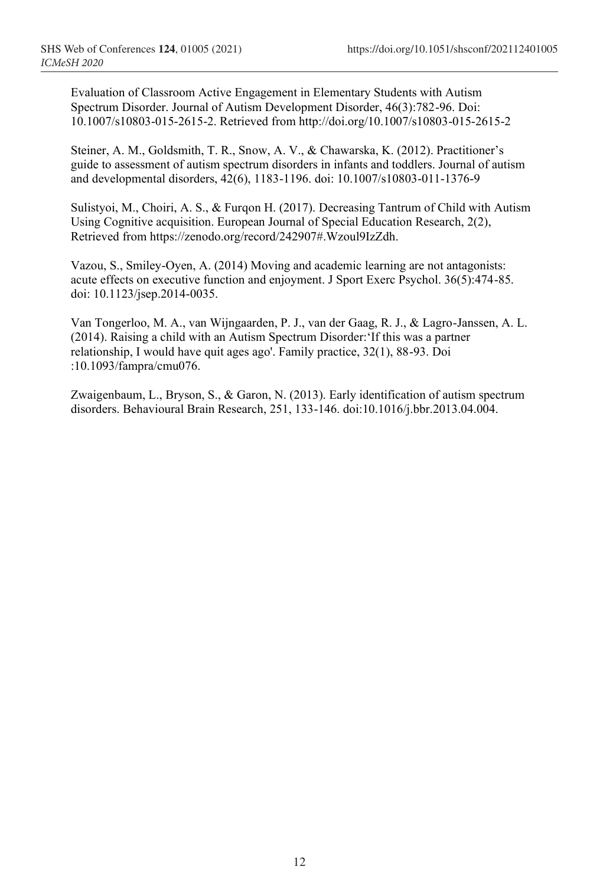Evaluation of Classroom Active Engagement in Elementary Students with Autism Spectrum Disorder. Journal of Autism Development Disorder, 46(3):782-96. Doi: 10.1007/s10803-015-2615-2. Retrieved from http://doi.org/10.1007/s10803-015-2615-2

Steiner, A. M., Goldsmith, T. R., Snow, A. V., & Chawarska, K. (2012). Practitioner's guide to assessment of autism spectrum disorders in infants and toddlers. Journal of autism and developmental disorders, 42(6), 1183-1196. doi: 10.1007/s10803-011-1376-9

Sulistyoi, M., Choiri, A. S., & Furqon H. (2017). Decreasing Tantrum of Child with Autism Using Cognitive acquisition. European Journal of Special Education Research, 2(2), Retrieved from https://zenodo.org/record/242907#.Wzoul9IzZdh.

Vazou, S., Smiley-Oyen, A. (2014) Moving and academic learning are not antagonists: acute effects on executive function and enjoyment. J Sport Exerc Psychol. 36(5):474-85. doi: 10.1123/jsep.2014-0035.

Van Tongerloo, M. A., van Wijngaarden, P. J., van der Gaag, R. J., & Lagro-Janssen, A. L. (2014). Raising a child with an Autism Spectrum Disorder:'If this was a partner relationship, I would have quit ages ago'. Family practice, 32(1), 88-93. Doi :10.1093/fampra/cmu076.

Zwaigenbaum, L., Bryson, S., & Garon, N. (2013). Early identification of autism spectrum disorders. Behavioural Brain Research, 251, 133-146. doi:10.1016/j.bbr.2013.04.004.